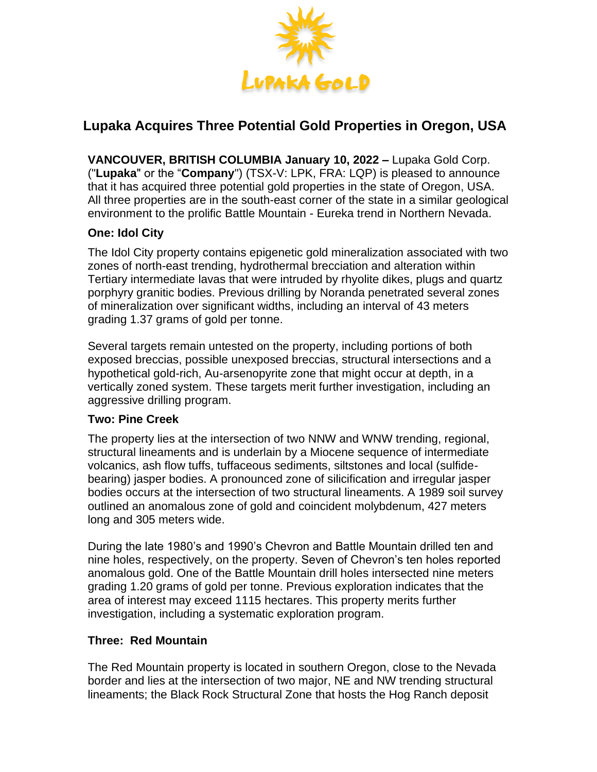# Lupaka Acquires Three Potential Gold Properties in Oregon, USA

**VANCOUVER, BRITISH COLUMBIA January 10, 2022 –** Lupaka Gold Corp. ("**Lupaka**" or the "**Company**") (TSX-V: LPK, FRA: LQP) is pleased to announce that it has acquired three potential gold properties in the state of Oregon, USA. All three properties are in the south-east corner of the state in a similar geological environment to the prolific Battle Mountain - Eureka trend in Northern Nevada.

### One: Idol City

The Idol City property contains epigenetic gold mineralization associated with two zones of north-east trending, hydrothermal brecciation and alteration within Tertiary intermediate lavas that were intruded by rhyolite dikes, plugs and quartz porphyry granitic bodies. Previous drilling by Noranda penetrated several zones of mineralization over significant widths, including an interval of 43 meters grading 1.37 grams of gold per tonne.

Several targets remain untested on the property, including portions of both exposed breccias, possible unexposed breccias, structural intersections and a hypothetical gold-rich, Au-arsenopyrite zone that might occur at depth, in a vertically zoned system. These targets merit further investigation, including an aggressive drilling program.

### Two: Pine Creek

The property lies at the intersection of two NNW and WNW trending, regional, structural lineaments and is underlain by a Miocene sequence of intermediate volcanics, ash flow tuffs, tuffaceous sediments, siltstones and local (sulfide-bearing) jasper bodies. A pronounced zone of silicification and irregular jasper bodies occurs at the intersection of two structural lineaments. A 1989 soil survey outlined an anomalous zone of gold and coincident molybdenum, 427 meters long and 305 meters wide.

During the late 1980's and 1990's Chevron and Battle Mountain drilled ten and nine holes, respectively, on the property. Seven of Chevron's ten holes reported anomalous gold. One of the Battle Mountain drill holes intersected nine meters grading 1.20 grams of gold per tonne. Previous exploration indicates that the area of interest may exceed 1115 hectares. This property merits further investigation, including a systematic exploration program.

### Three: Red Mountain

The Red Mountain property is located in southern Oregon, close to the Nevada border and lies at the intersection of two major, NE and NW trending structural lineaments; the Black Rock Structural Zone that hosts the Hog Ranch deposit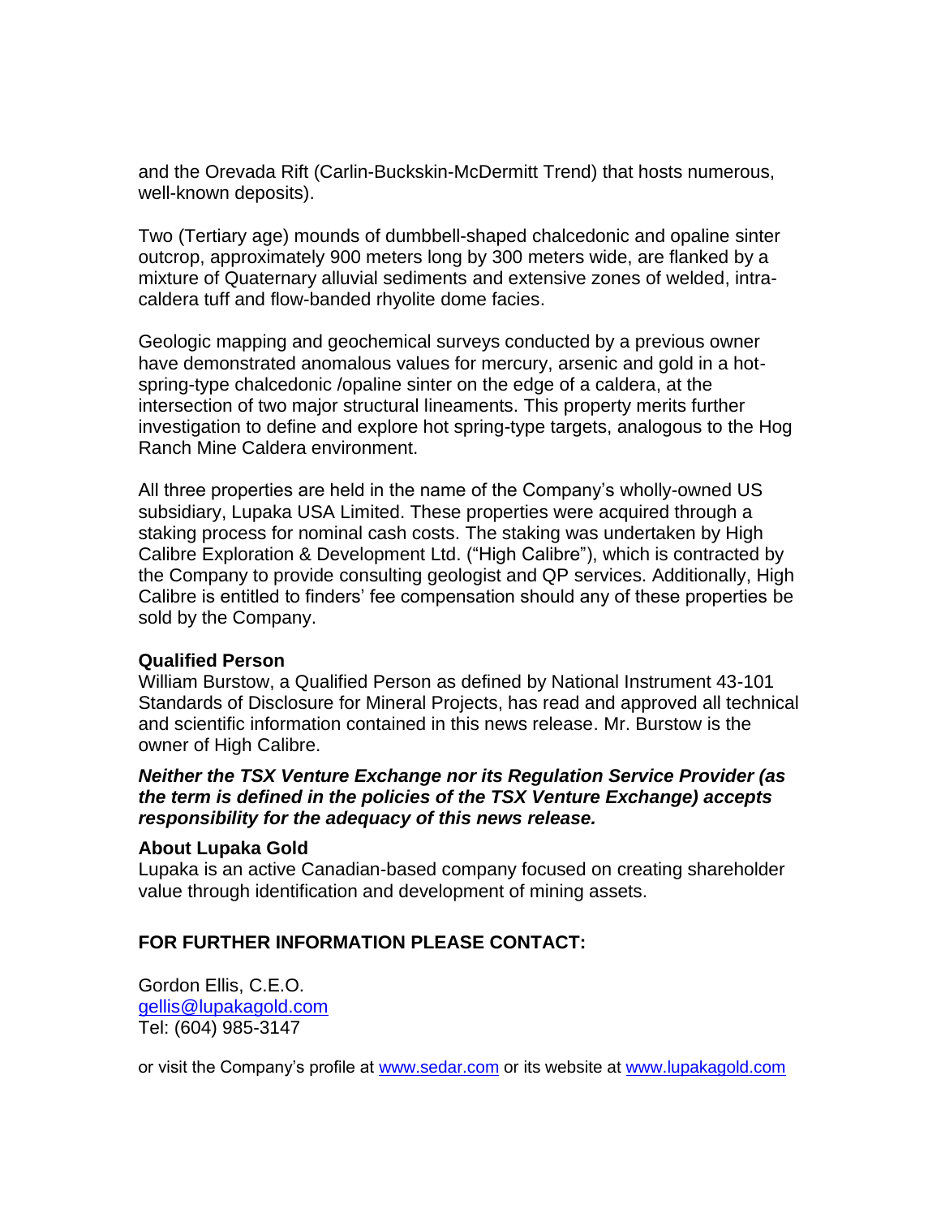and the Orevada Rift (Carlin-Buckskin-McDermitt Trend) that hosts numerous, well-known deposits).

Two (Tertiary age) mounds of dumbbell-shaped chalcedonic and opaline sinter outcrop, approximately 900 meters long by 300 meters wide, are flanked by a mixture of Quaternary alluvial sediments and extensive zones of welded, intra-caldera tuff and flow-banded rhyolite dome facies.

Geologic mapping and geochemical surveys conducted by a previous owner have demonstrated anomalous values for mercury, arsenic and gold in a hot-spring-type chalcedonic /opaline sinter on the edge of a caldera, at the intersection of two major structural lineaments. This property merits further investigation to define and explore hot spring-type targets, analogous to the Hog Ranch Mine Caldera environment.

All three properties are held in the name of the Company's wholly-owned US subsidiary, Lupaka USA Limited. These properties were acquired through a staking process for nominal cash costs. The staking was undertaken by High Calibre Exploration & Development Ltd. ("High Calibre"), which is contracted by the Company to provide consulting geologist and QP services. Additionally, High Calibre is entitled to finders' fee compensation should any of these properties be sold by the Company.

**Qualified Person**

William Burstow, a Qualified Person as defined by National Instrument 43-101 Standards of Disclosure for Mineral Projects, has read and approved all technical and scientific information contained in this news release. Mr. Burstow is the owner of High Calibre.

***Neither the TSX Venture Exchange nor its Regulation Service Provider (as the term is defined in the policies of the TSX Venture Exchange) accepts responsibility for the adequacy of this news release.***

**About Lupaka Gold**

Lupaka is an active Canadian-based company focused on creating shareholder value through identification and development of mining assets.

**FOR FURTHER INFORMATION PLEASE CONTACT:**

Gordon Ellis, C.E.O.
gellis@lupakagold.com
Tel: (604) 985-3147

or visit the Company's profile at www.sedar.com or its website at www.lupakagold.com